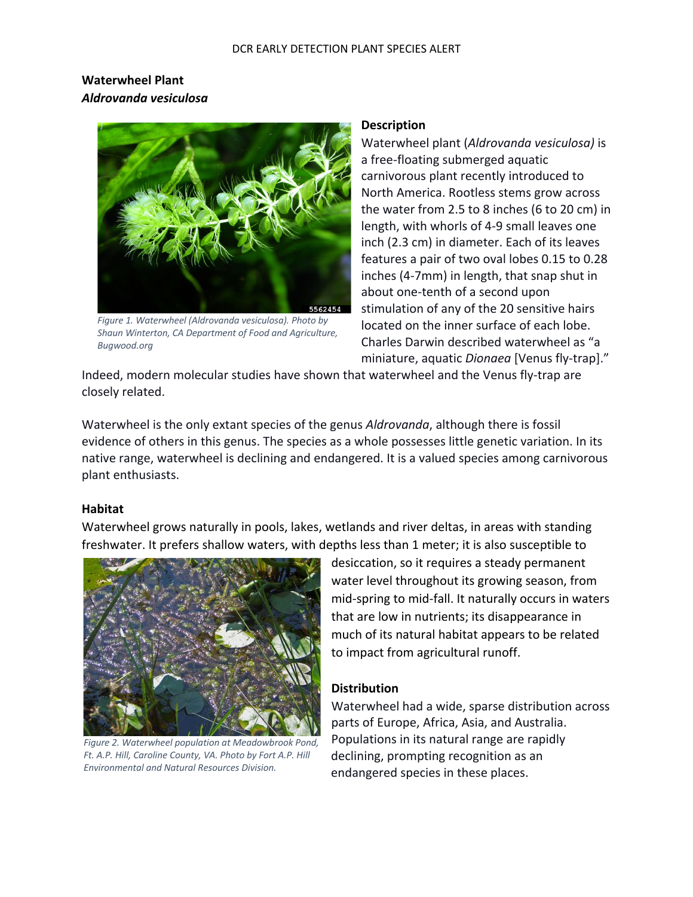DCR EARLY DETECTION PLANT SPECIES ALERT

**Waterwheel Plant**
***Aldrovanda vesiculosa***

*Figure 1. Waterwheel (Aldrovanda vesiculosa). Photo by Shaun Winterton, CA Department of Food and Agriculture, Bugwood.org*

## Description

Waterwheel plant (*Aldrovanda vesiculosa)* is a free-floating submerged aquatic carnivorous plant recently introduced to North America. Rootless stems grow across the water from 2.5 to 8 inches (6 to 20 cm) in length, with whorls of 4-9 small leaves one inch (2.3 cm) in diameter. Each of its leaves features a pair of two oval lobes 0.15 to 0.28 inches (4-7mm) in length, that snap shut in about one-tenth of a second upon stimulation of any of the 20 sensitive hairs located on the inner surface of each lobe. Charles Darwin described waterwheel as "a miniature, aquatic *Dionaea* [Venus fly-trap]." Indeed, modern molecular studies have shown that waterwheel and the Venus fly-trap are closely related.

Waterwheel is the only extant species of the genus *Aldrovanda*, although there is fossil evidence of others in this genus. The species as a whole possesses little genetic variation. In its native range, waterwheel is declining and endangered. It is a valued species among carnivorous plant enthusiasts.

## Habitat

Waterwheel grows naturally in pools, lakes, wetlands and river deltas, in areas with standing freshwater. It prefers shallow waters, with depths less than 1 meter; it is also susceptible to desiccation, so it requires a steady permanent water level throughout its growing season, from mid-spring to mid-fall. It naturally occurs in waters that are low in nutrients; its disappearance in much of its natural habitat appears to be related to impact from agricultural runoff.

*Figure 2. Waterwheel population at Meadowbrook Pond, Ft. A.P. Hill, Caroline County, VA. Photo by Fort A.P. Hill Environmental and Natural Resources Division.*

## Distribution

Waterwheel had a wide, sparse distribution across parts of Europe, Africa, Asia, and Australia. Populations in its natural range are rapidly declining, prompting recognition as an endangered species in these places.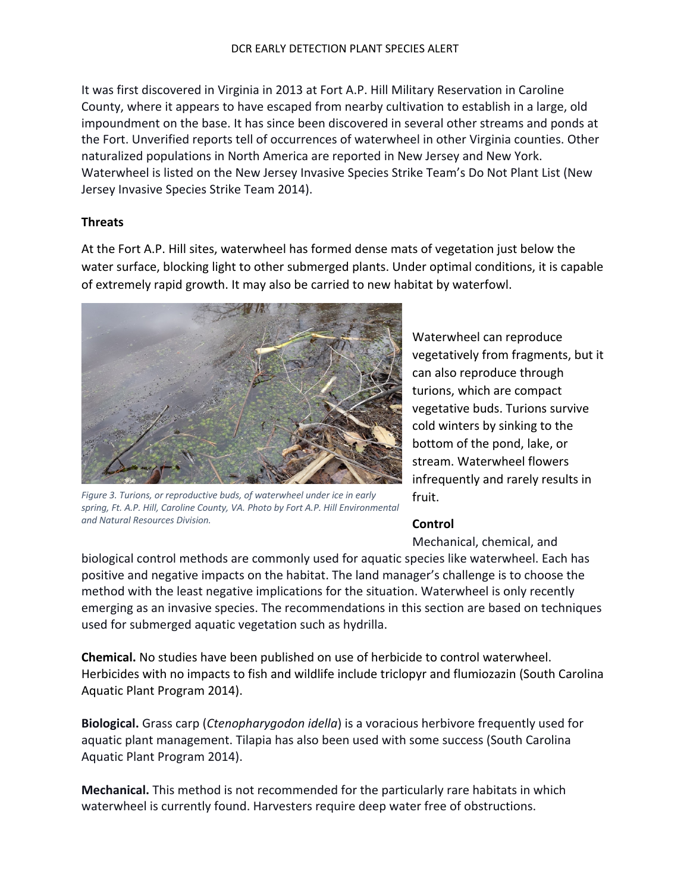It was first discovered in Virginia in 2013 at Fort A.P. Hill Military Reservation in Caroline County, where it appears to have escaped from nearby cultivation to establish in a large, old impoundment on the base. It has since been discovered in several other streams and ponds at the Fort. Unverified reports tell of occurrences of waterwheel in other Virginia counties. Other naturalized populations in North America are reported in New Jersey and New York. Waterwheel is listed on the New Jersey Invasive Species Strike Team's Do Not Plant List (New Jersey Invasive Species Strike Team 2014).

## Threats

At the Fort A.P. Hill sites, waterwheel has formed dense mats of vegetation just below the water surface, blocking light to other submerged plants. Under optimal conditions, it is capable of extremely rapid growth. It may also be carried to new habitat by waterfowl.

*Figure 3. Turions, or reproductive buds, of waterwheel under ice in early spring, Ft. A.P. Hill, Caroline County, VA. Photo by Fort A.P. Hill Environmental and Natural Resources Division.*

Waterwheel can reproduce vegetatively from fragments, but it can also reproduce through turions, which are compact vegetative buds. Turions survive cold winters by sinking to the bottom of the pond, lake, or stream. Waterwheel flowers infrequently and rarely results in fruit.

## Control

Mechanical, chemical, and biological control methods are commonly used for aquatic species like waterwheel. Each has positive and negative impacts on the habitat. The land manager's challenge is to choose the method with the least negative implications for the situation. Waterwheel is only recently emerging as an invasive species. The recommendations in this section are based on techniques used for submerged aquatic vegetation such as hydrilla.

**Chemical.** No studies have been published on use of herbicide to control waterwheel. Herbicides with no impacts to fish and wildlife include triclopyr and flumiozazin (South Carolina Aquatic Plant Program 2014).

**Biological.** Grass carp (*Ctenopharygodon idella*) is a voracious herbivore frequently used for aquatic plant management. Tilapia has also been used with some success (South Carolina Aquatic Plant Program 2014).

**Mechanical.** This method is not recommended for the particularly rare habitats in which waterwheel is currently found. Harvesters require deep water free of obstructions.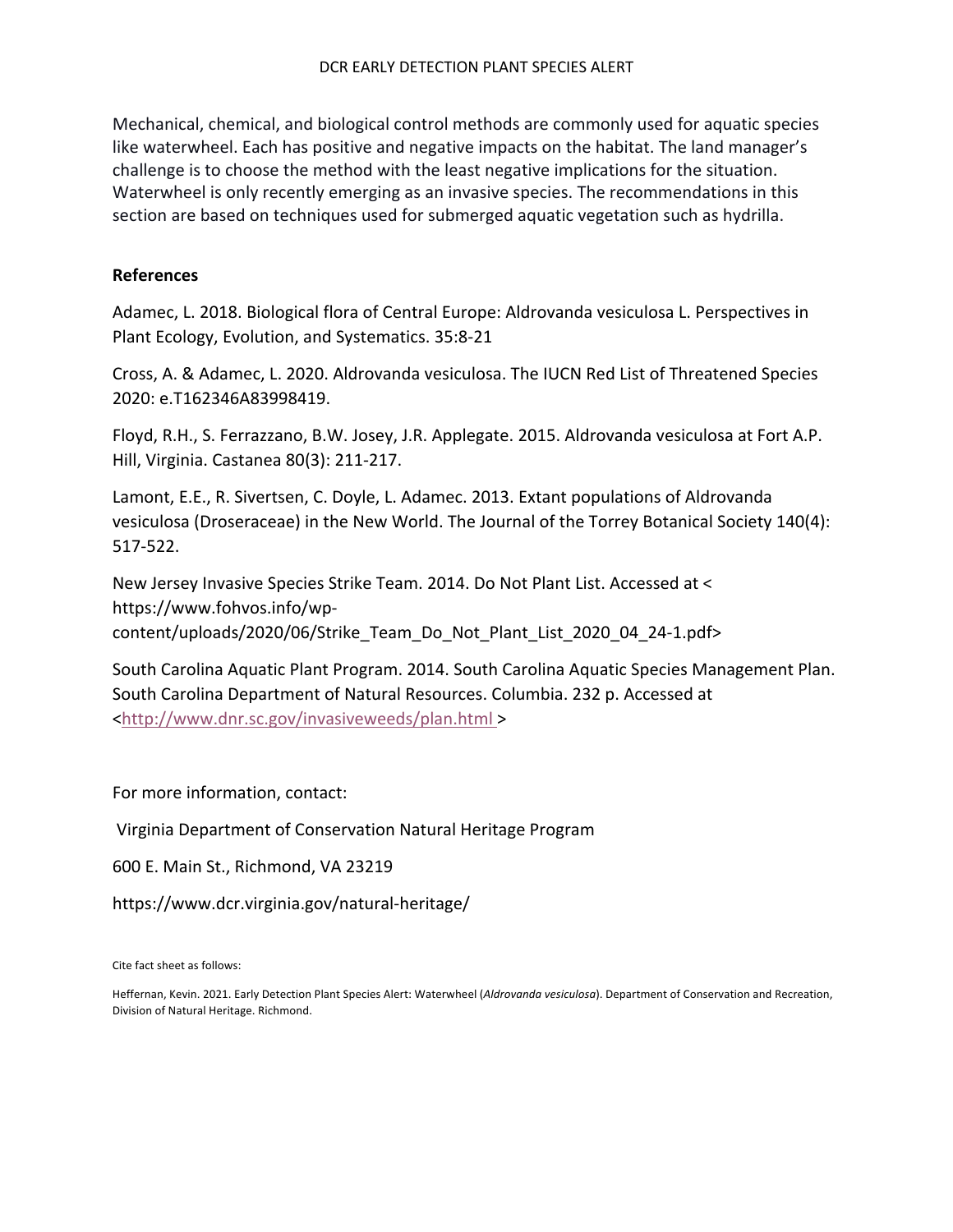Mechanical, chemical, and biological control methods are commonly used for aquatic species like waterwheel. Each has positive and negative impacts on the habitat. The land manager's challenge is to choose the method with the least negative implications for the situation. Waterwheel is only recently emerging as an invasive species. The recommendations in this section are based on techniques used for submerged aquatic vegetation such as hydrilla.

**References**

Adamec, L. 2018. Biological flora of Central Europe: Aldrovanda vesiculosa L. Perspectives in Plant Ecology, Evolution, and Systematics. 35:8-21

Cross, A. & Adamec, L. 2020. Aldrovanda vesiculosa. The IUCN Red List of Threatened Species 2020: e.T162346A83998419.

Floyd, R.H., S. Ferrazzano, B.W. Josey, J.R. Applegate. 2015. Aldrovanda vesiculosa at Fort A.P. Hill, Virginia. Castanea 80(3): 211-217.

Lamont, E.E., R. Sivertsen, C. Doyle, L. Adamec. 2013. Extant populations of Aldrovanda vesiculosa (Droseraceae) in the New World. The Journal of the Torrey Botanical Society 140(4): 517-522.

New Jersey Invasive Species Strike Team. 2014. Do Not Plant List. Accessed at < https://www.fohvos.info/wp-content/uploads/2020/06/Strike_Team_Do_Not_Plant_List_2020_04_24-1.pdf>

South Carolina Aquatic Plant Program. 2014. South Carolina Aquatic Species Management Plan. South Carolina Department of Natural Resources. Columbia. 232 p. Accessed at <http://www.dnr.sc.gov/invasiveweeds/plan.html >

For more information, contact:

Virginia Department of Conservation Natural Heritage Program

600 E. Main St., Richmond, VA 23219

https://www.dcr.virginia.gov/natural-heritage/

Cite fact sheet as follows:

Heffernan, Kevin. 2021. Early Detection Plant Species Alert: Waterwheel (*Aldrovanda vesiculosa*). Department of Conservation and Recreation, Division of Natural Heritage. Richmond.